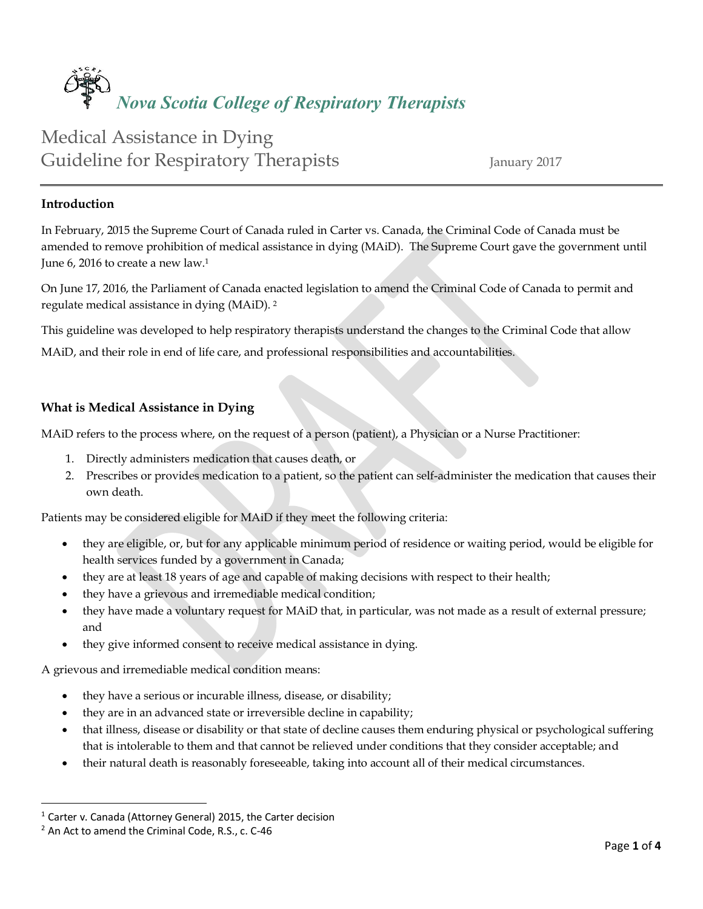# Nova Scotia College of Respiratory Therapists

## Medical Assistance in Dying Guideline for Respiratory Therapists

January 2017

### Introduction

In February, 2015 the Supreme Court of Canada ruled in Carter vs. Canada, the Criminal Code of Canada must be amended to remove prohibition of medical assistance in dying (MAiD). The Supreme Court gave the government until June 6, 2016 to create a new law.[1]

On June 17, 2016, the Parliament of Canada enacted legislation to amend the Criminal Code of Canada to permit and regulate medical assistance in dying (MAiD).[2]

This guideline was developed to help respiratory therapists understand the changes to the Criminal Code that allow MAiD, and their role in end of life care, and professional responsibilities and accountabilities.

### What is Medical Assistance in Dying

MAiD refers to the process where, on the request of a person (patient), a Physician or a Nurse Practitioner:

1. Directly administers medication that causes death, or
2. Prescribes or provides medication to a patient, so the patient can self-administer the medication that causes their own death.

Patients may be considered eligible for MAiD if they meet the following criteria:

- they are eligible, or, but for any applicable minimum period of residence or waiting period, would be eligible for health services funded by a government in Canada;
- they are at least 18 years of age and capable of making decisions with respect to their health;
- they have a grievous and irremediable medical condition;
- they have made a voluntary request for MAiD that, in particular, was not made as a result of external pressure; and
- they give informed consent to receive medical assistance in dying.

A grievous and irremediable medical condition means:

- they have a serious or incurable illness, disease, or disability;
- they are in an advanced state or irreversible decline in capability;
- that illness, disease or disability or that state of decline causes them enduring physical or psychological suffering that is intolerable to them and that cannot be relieved under conditions that they consider acceptable; and
- their natural death is reasonably foreseeable, taking into account all of their medical circumstances.

---

[1] Carter v. Canada (Attorney General) 2015, the Carter decision

[2] An Act to amend the Criminal Code, R.S., c. C-46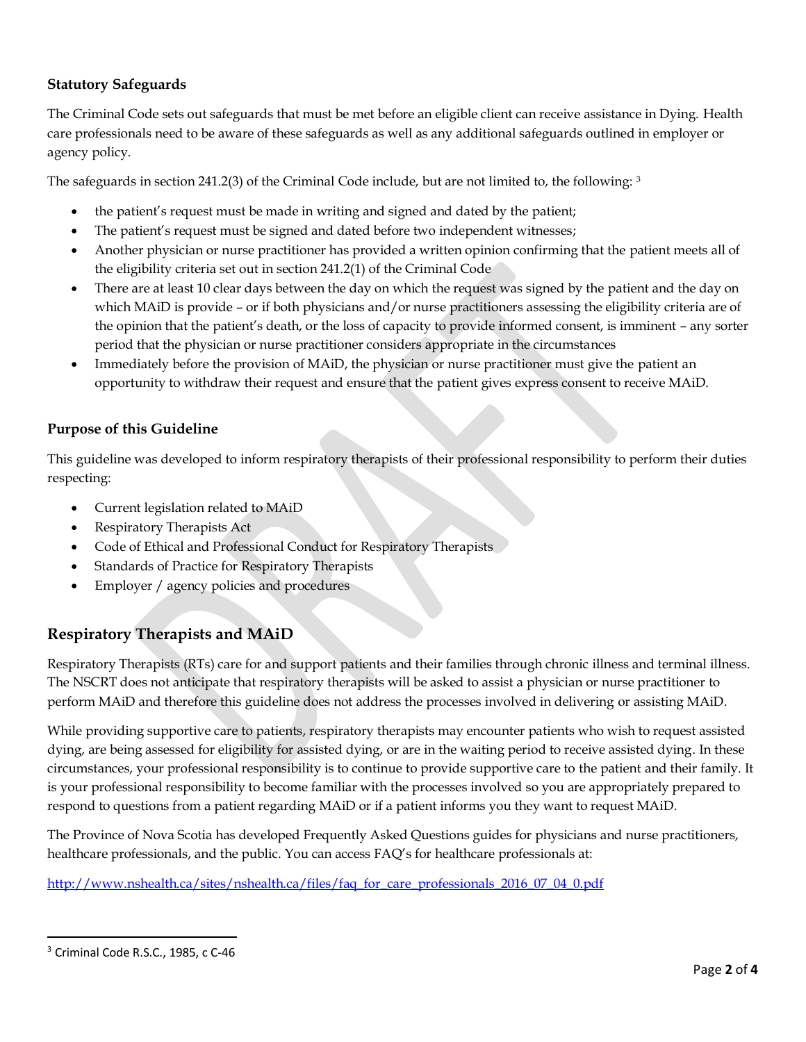### Statutory Safeguards

The Criminal Code sets out safeguards that must be met before an eligible client can receive assistance in Dying. Health care professionals need to be aware of these safeguards as well as any additional safeguards outlined in employer or agency policy.

The safeguards in section 241.2(3) of the Criminal Code include, but are not limited to, the following: [3]

- the patient's request must be made in writing and signed and dated by the patient;
- The patient's request must be signed and dated before two independent witnesses;
- Another physician or nurse practitioner has provided a written opinion confirming that the patient meets all of the eligibility criteria set out in section 241.2(1) of the Criminal Code
- There are at least 10 clear days between the day on which the request was signed by the patient and the day on which MAiD is provide – or if both physicians and/or nurse practitioners assessing the eligibility criteria are of the opinion that the patient's death, or the loss of capacity to provide informed consent, is imminent – any sorter period that the physician or nurse practitioner considers appropriate in the circumstances
- Immediately before the provision of MAiD, the physician or nurse practitioner must give the patient an opportunity to withdraw their request and ensure that the patient gives express consent to receive MAiD.

### Purpose of this Guideline

This guideline was developed to inform respiratory therapists of their professional responsibility to perform their duties respecting:

- Current legislation related to MAiD
- Respiratory Therapists Act
- Code of Ethical and Professional Conduct for Respiratory Therapists
- Standards of Practice for Respiratory Therapists
- Employer / agency policies and procedures

## Respiratory Therapists and MAiD

Respiratory Therapists (RTs) care for and support patients and their families through chronic illness and terminal illness. The NSCRT does not anticipate that respiratory therapists will be asked to assist a physician or nurse practitioner to perform MAiD and therefore this guideline does not address the processes involved in delivering or assisting MAiD.

While providing supportive care to patients, respiratory therapists may encounter patients who wish to request assisted dying, are being assessed for eligibility for assisted dying, or are in the waiting period to receive assisted dying. In these circumstances, your professional responsibility is to continue to provide supportive care to the patient and their family. It is your professional responsibility to become familiar with the processes involved so you are appropriately prepared to respond to questions from a patient regarding MAiD or if a patient informs you they want to request MAiD.

The Province of Nova Scotia has developed Frequently Asked Questions guides for physicians and nurse practitioners, healthcare professionals, and the public. You can access FAQ's for healthcare professionals at:

http://www.nshealth.ca/sites/nshealth.ca/files/faq_for_care_professionals_2016_07_04_0.pdf

---

[3] Criminal Code R.S.C., 1985, c C-46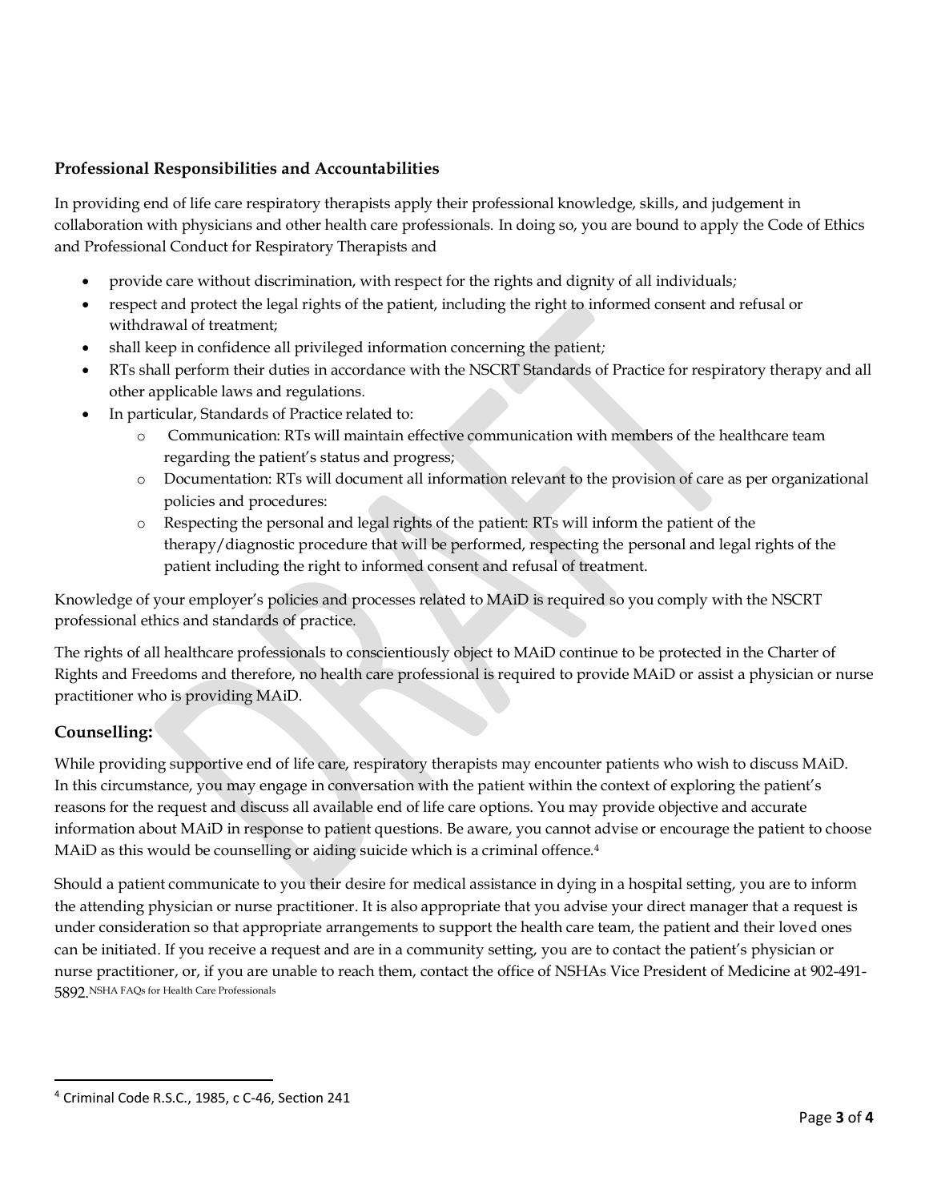### Professional Responsibilities and Accountabilities

In providing end of life care respiratory therapists apply their professional knowledge, skills, and judgement in collaboration with physicians and other health care professionals. In doing so, you are bound to apply the Code of Ethics and Professional Conduct for Respiratory Therapists and

- provide care without discrimination, with respect for the rights and dignity of all individuals;
- respect and protect the legal rights of the patient, including the right to informed consent and refusal or withdrawal of treatment;
- shall keep in confidence all privileged information concerning the patient;
- RTs shall perform their duties in accordance with the NSCRT Standards of Practice for respiratory therapy and all other applicable laws and regulations.
- In particular, Standards of Practice related to:
  - Communication: RTs will maintain effective communication with members of the healthcare team regarding the patient's status and progress;
  - Documentation: RTs will document all information relevant to the provision of care as per organizational policies and procedures:
  - Respecting the personal and legal rights of the patient: RTs will inform the patient of the therapy/diagnostic procedure that will be performed, respecting the personal and legal rights of the patient including the right to informed consent and refusal of treatment.

Knowledge of your employer's policies and processes related to MAiD is required so you comply with the NSCRT professional ethics and standards of practice.

The rights of all healthcare professionals to conscientiously object to MAiD continue to be protected in the Charter of Rights and Freedoms and therefore, no health care professional is required to provide MAiD or assist a physician or nurse practitioner who is providing MAiD.

### Counselling:

While providing supportive end of life care, respiratory therapists may encounter patients who wish to discuss MAiD. In this circumstance, you may engage in conversation with the patient within the context of exploring the patient's reasons for the request and discuss all available end of life care options. You may provide objective and accurate information about MAiD in response to patient questions. Be aware, you cannot advise or encourage the patient to choose MAiD as this would be counselling or aiding suicide which is a criminal offence.[4]

Should a patient communicate to you their desire for medical assistance in dying in a hospital setting, you are to inform the attending physician or nurse practitioner. It is also appropriate that you advise your direct manager that a request is under consideration so that appropriate arrangements to support the health care team, the patient and their loved ones can be initiated. If you receive a request and are in a community setting, you are to contact the patient's physician or nurse practitioner, or, if you are unable to reach them, contact the office of NSHAs Vice President of Medicine at 902-491-5892. NSHA FAQs for Health Care Professionals

---

[4] Criminal Code R.S.C., 1985, c C-46, Section 241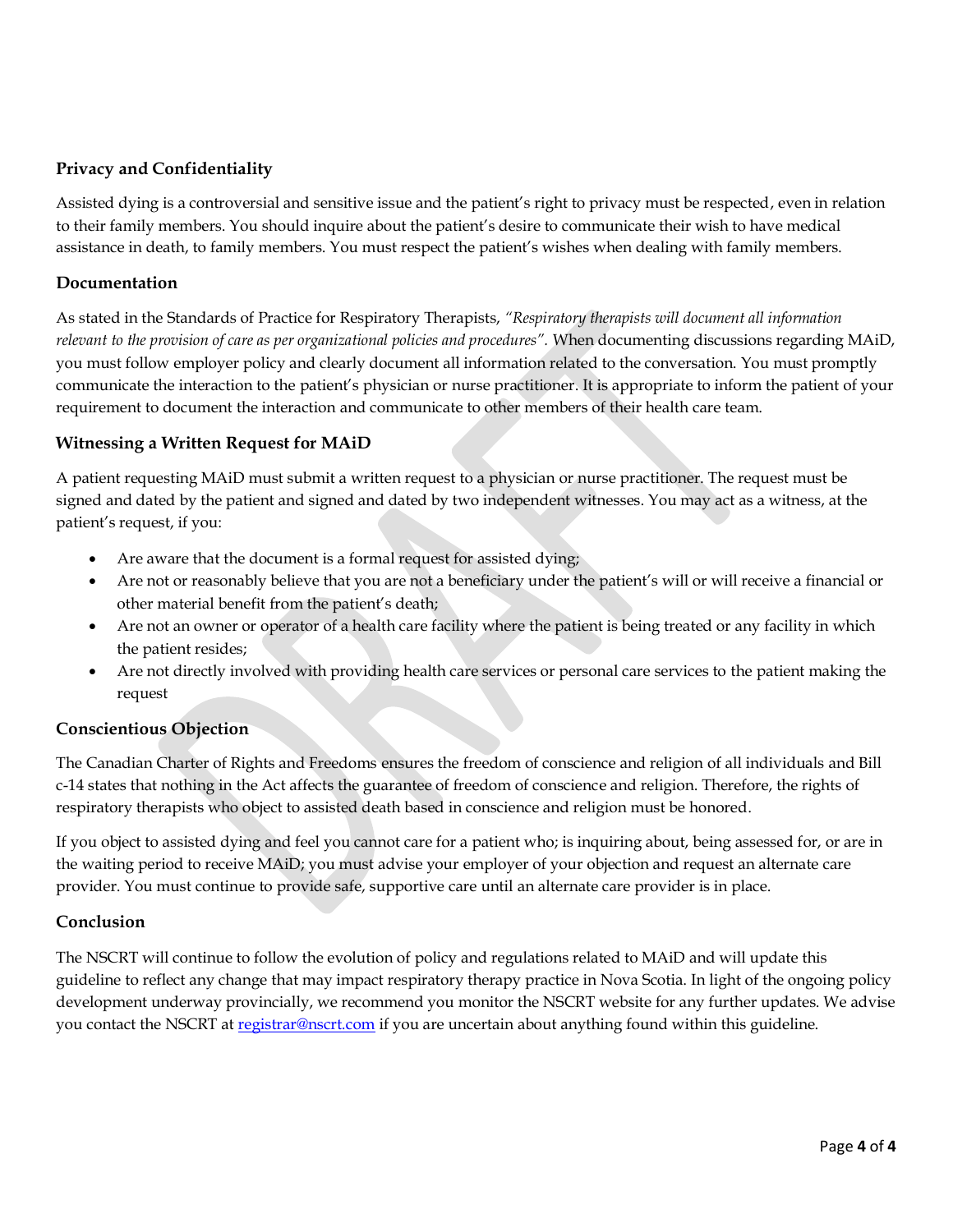### Privacy and Confidentiality

Assisted dying is a controversial and sensitive issue and the patient's right to privacy must be respected, even in relation to their family members. You should inquire about the patient's desire to communicate their wish to have medical assistance in death, to family members. You must respect the patient's wishes when dealing with family members.

### Documentation

As stated in the Standards of Practice for Respiratory Therapists, *"Respiratory therapists will document all information relevant to the provision of care as per organizational policies and procedures"*. When documenting discussions regarding MAiD, you must follow employer policy and clearly document all information related to the conversation. You must promptly communicate the interaction to the patient's physician or nurse practitioner. It is appropriate to inform the patient of your requirement to document the interaction and communicate to other members of their health care team.

### Witnessing a Written Request for MAiD

A patient requesting MAiD must submit a written request to a physician or nurse practitioner. The request must be signed and dated by the patient and signed and dated by two independent witnesses. You may act as a witness, at the patient's request, if you:

- Are aware that the document is a formal request for assisted dying;
- Are not or reasonably believe that you are not a beneficiary under the patient's will or will receive a financial or other material benefit from the patient's death;
- Are not an owner or operator of a health care facility where the patient is being treated or any facility in which the patient resides;
- Are not directly involved with providing health care services or personal care services to the patient making the request

### Conscientious Objection

The Canadian Charter of Rights and Freedoms ensures the freedom of conscience and religion of all individuals and Bill c-14 states that nothing in the Act affects the guarantee of freedom of conscience and religion. Therefore, the rights of respiratory therapists who object to assisted death based in conscience and religion must be honored.

If you object to assisted dying and feel you cannot care for a patient who; is inquiring about, being assessed for, or are in the waiting period to receive MAiD; you must advise your employer of your objection and request an alternate care provider. You must continue to provide safe, supportive care until an alternate care provider is in place.

### Conclusion

The NSCRT will continue to follow the evolution of policy and regulations related to MAiD and will update this guideline to reflect any change that may impact respiratory therapy practice in Nova Scotia. In light of the ongoing policy development underway provincially, we recommend you monitor the NSCRT website for any further updates. We advise you contact the NSCRT at registrar@nscrt.com if you are uncertain about anything found within this guideline.